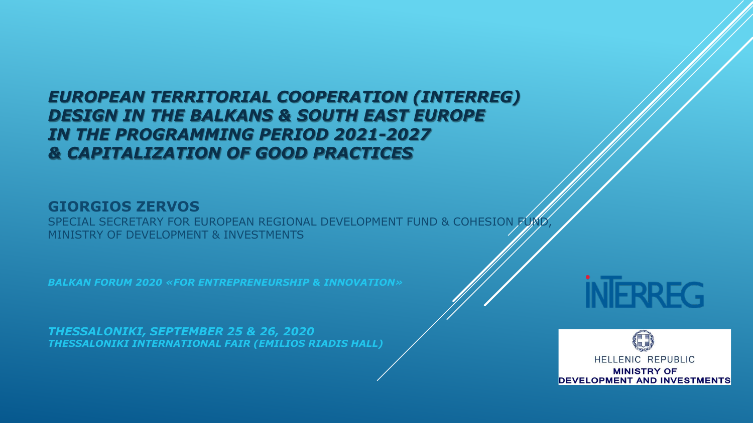# *EUROPEAN TERRITORIAL COOPERATION (INTERREG) DESIGN IN THE BALKANS & SOUTH EAST EUROPE IN THE PROGRAMMING PERIOD 2021-2027 & CAPITALIZATION OF GOOD PRACTICES*

**GIORGIOS ZERVOS**

SPECIAL SECRETARY FOR EUROPEAN REGIONAL DEVELOPMENT FUND & COHESION FUND, MINISTRY OF DEVELOPMENT & INVESTMENTS

***BALKAN FORUM 2020 «FOR ENTREPRENEURSHIP & INNOVATION»***

***THESSALONIKI, SEPTEMBER 25 & 26, 2020***
***THESSALONIKI INTERNATIONAL FAIR (EMILIOS RIADIS HALL)***

INTERREG

HELLENIC REPUBLIC
**MINISTRY OF DEVELOPMENT AND INVESTMENTS**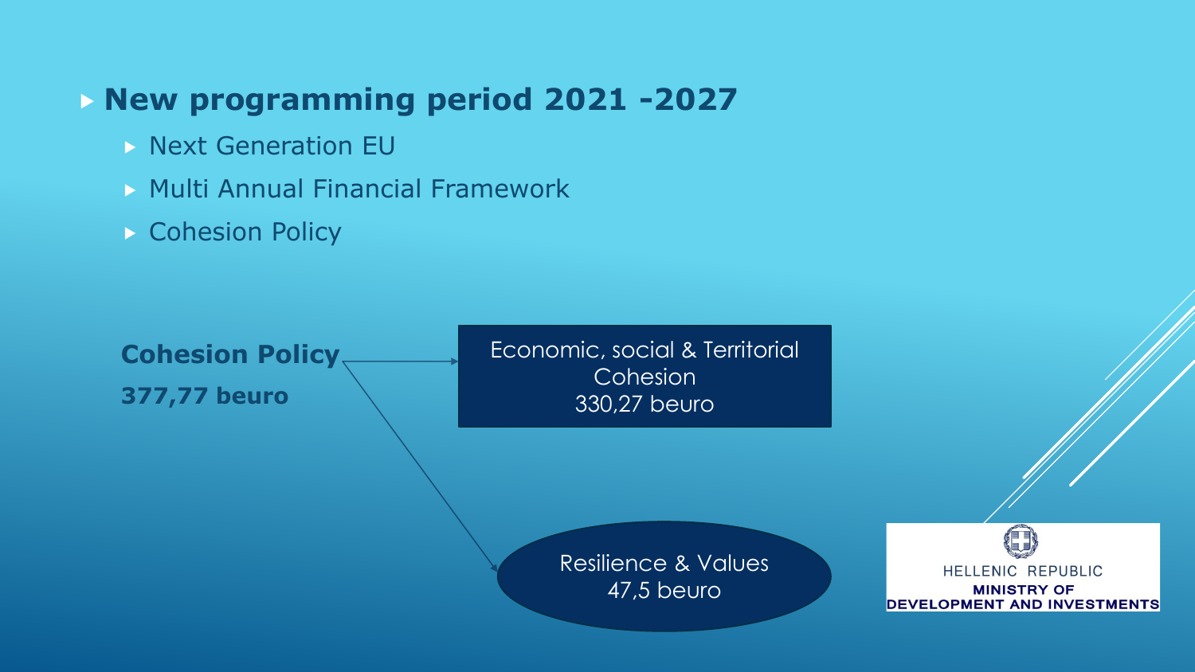- **New programming period 2021 -2027**
  - Next Generation EU
  - Multi Annual Financial Framework
  - Cohesion Policy

**Cohesion Policy**

**377,77 beuro**

Economic, social & Territorial Cohesion
330,27 beuro

Resilience & Values
47,5 beuro

HELLENIC REPUBLIC
MINISTRY OF
DEVELOPMENT AND INVESTMENTS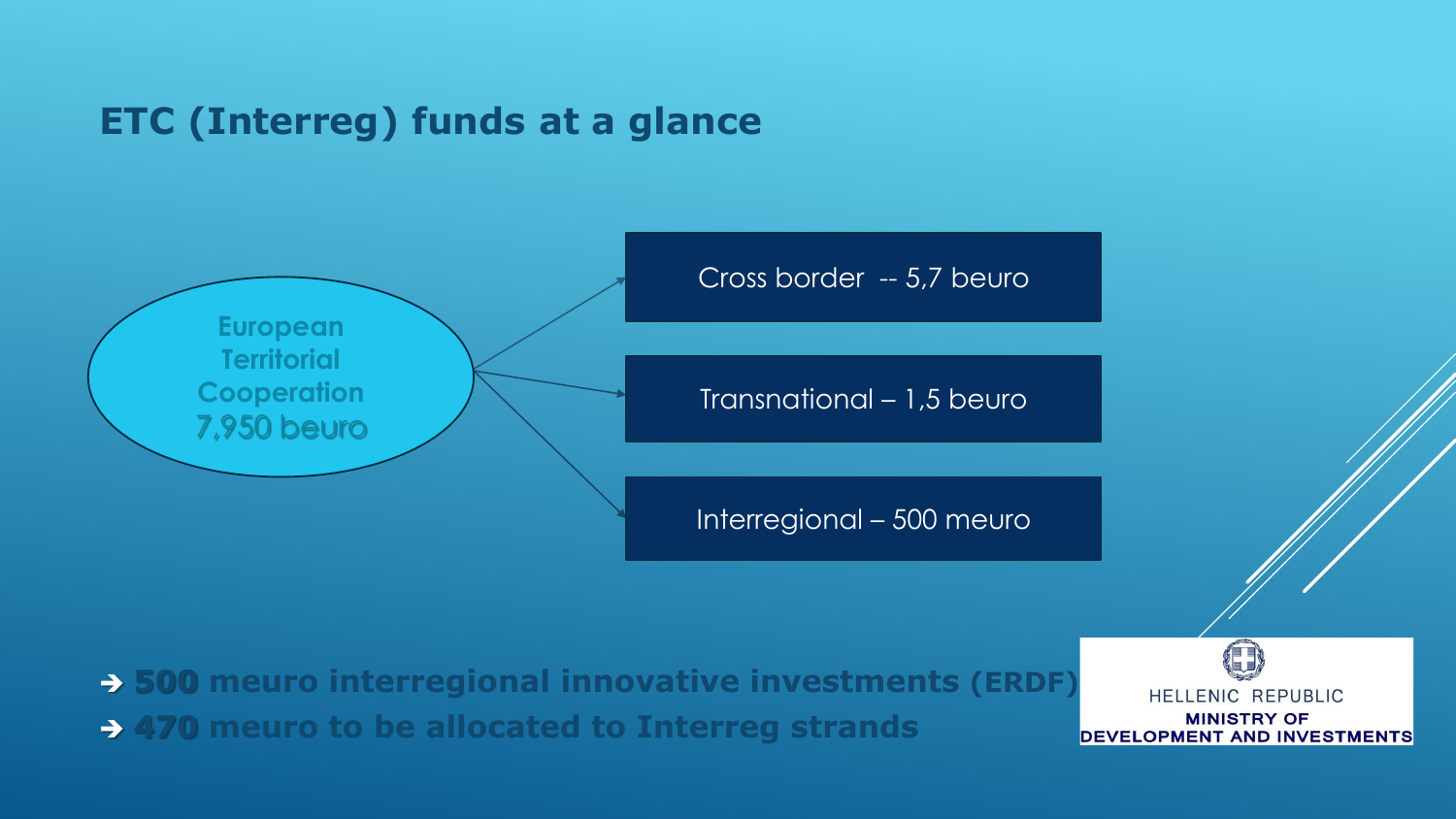# ETC (Interreg) funds at a glance

European Territorial Cooperation 7,950 beuro

- Cross border -- 5,7 beuro
- Transnational – 1,5 beuro
- Interregional – 500 meuro

➔ **500 meuro interregional innovative investments (ERDF)**

➔ **470 meuro to be allocated to Interreg strands**

HELLENIC REPUBLIC
MINISTRY OF DEVELOPMENT AND INVESTMENTS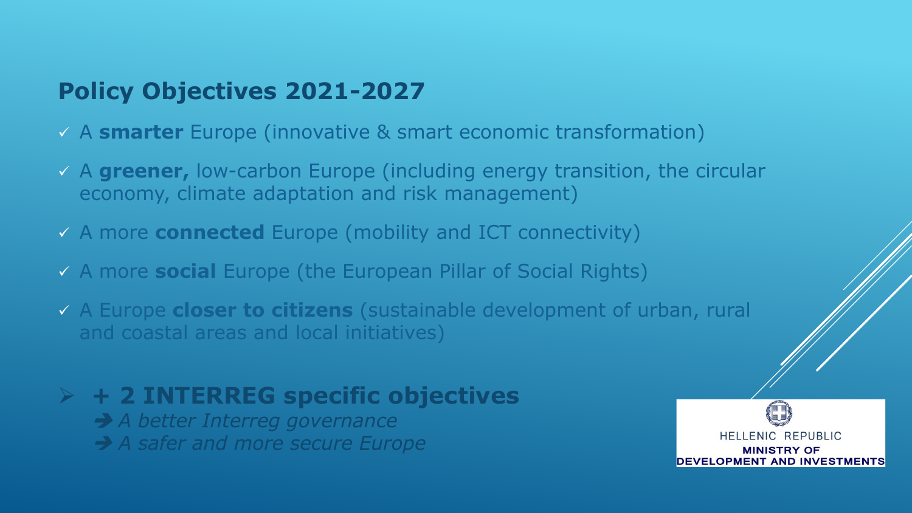## Policy Objectives 2021-2027

- ✓ A **smarter** Europe (innovative & smart economic transformation)
- ✓ A **greener,** low-carbon Europe (including energy transition, the circular economy, climate adaptation and risk management)
- ✓ A more **connected** Europe (mobility and ICT connectivity)
- ✓ A more **social** Europe (the European Pillar of Social Rights)
- ✓ A Europe **closer to citizens** (sustainable development of urban, rural and coastal areas and local initiatives)

- **+ 2 INTERREG specific objectives**
  - ➔ *A better Interreg governance*
  - ➔ *A safer and more secure Europe*

HELLENIC REPUBLIC
**MINISTRY OF DEVELOPMENT AND INVESTMENTS**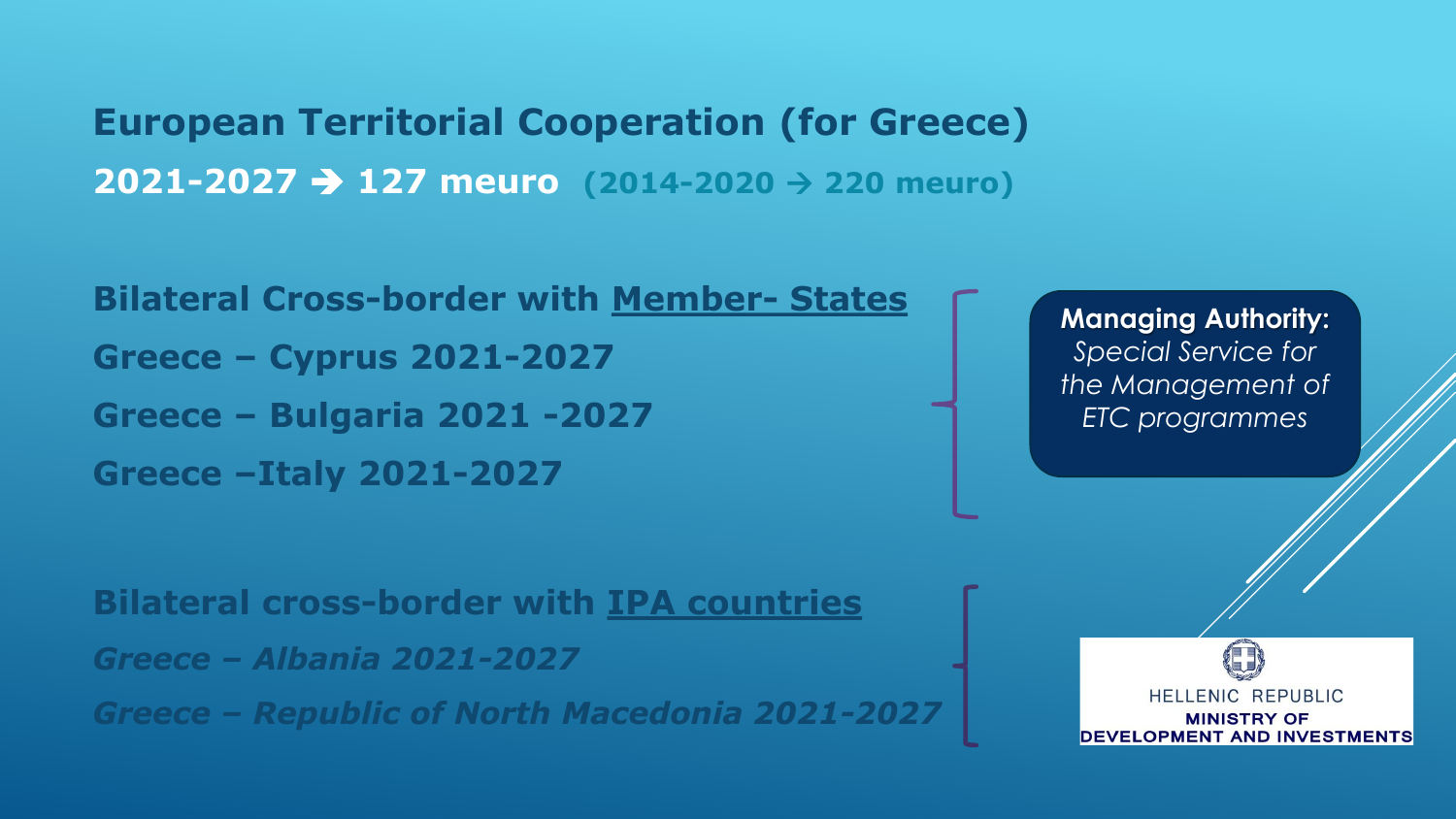# European Territorial Cooperation (for Greece)

**2021-2027 ➔ 127 meuro** **(2014-2020 → 220 meuro)**

**Bilateral Cross-border with Member- States**

**Greece – Cyprus 2021-2027**

**Greece – Bulgaria 2021 -2027**

**Greece –Italy 2021-2027**

**Managing Authority:** *Special Service for the Management of ETC programmes*

**Bilateral cross-border with IPA countries**

***Greece – Albania 2021-2027***

***Greece – Republic of North Macedonia 2021-2027***

HELLENIC REPUBLIC
**MINISTRY OF DEVELOPMENT AND INVESTMENTS**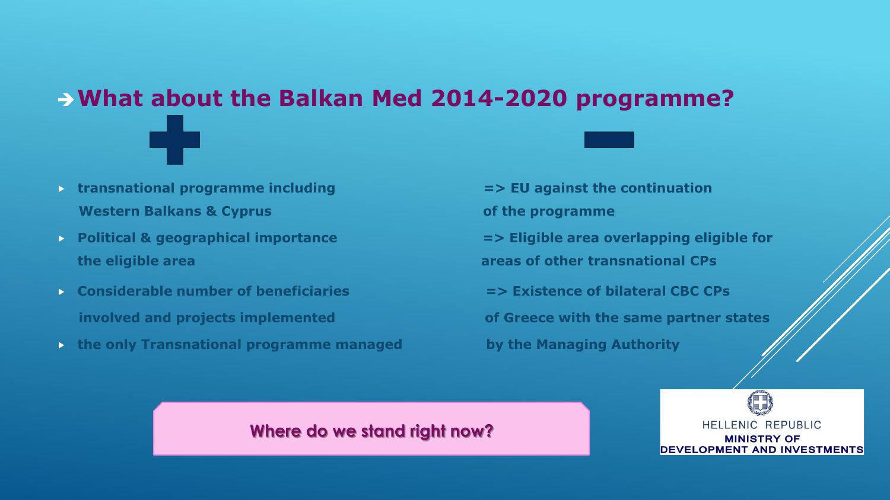# ➔ What about the Balkan Med 2014-2020 programme?

| + | − |
|---|---|
| transnational programme including Western Balkans & Cyprus | => EU against the continuation of the programme |
| Political & geographical importance the eligible area | => Eligible area overlapping eligible for areas of other transnational CPs |
| Considerable number of beneficiaries involved and projects implemented | => Existence of bilateral CBC CPs of Greece with the same partner states |
| the only Transnational programme managed | by the Managing Authority |

**Where do we stand right now?**

HELLENIC REPUBLIC
**MINISTRY OF DEVELOPMENT AND INVESTMENTS**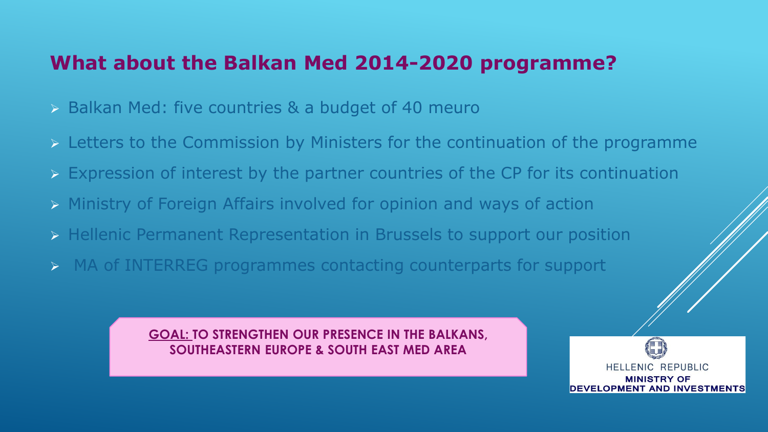## What about the Balkan Med 2014-2020 programme?

- Balkan Med: five countries & a budget of 40 meuro
- Letters to the Commission by Ministers for the continuation of the programme
- Expression of interest by the partner countries of the CP for its continuation
- Ministry of Foreign Affairs involved for opinion and ways of action
- Hellenic Permanent Representation in Brussels to support our position
- MA of INTERREG programmes contacting counterparts for support

**GOAL: TO STRENGTHEN OUR PRESENCE IN THE BALKANS, SOUTHEASTERN EUROPE & SOUTH EAST MED AREA**

HELLENIC REPUBLIC
**MINISTRY OF DEVELOPMENT AND INVESTMENTS**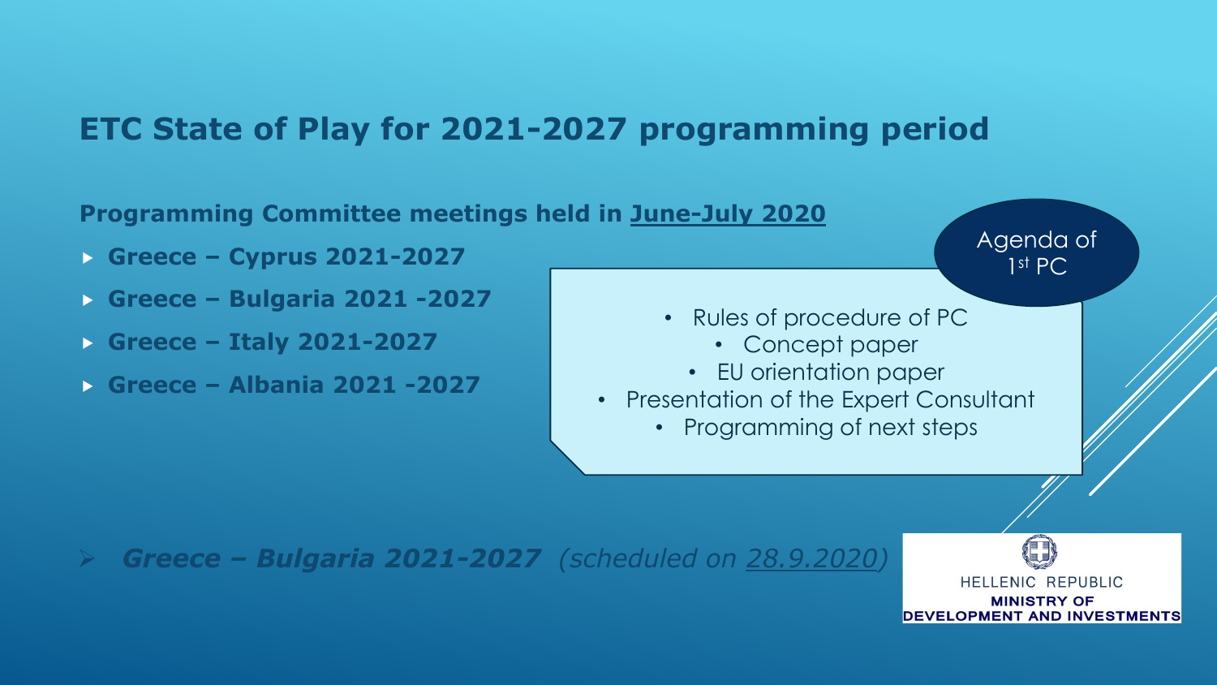# ETC State of Play for 2021-2027 programming period

**Programming Committee meetings held in <u>June-July 2020</u>**

- **Greece – Cyprus 2021-2027**
- **Greece – Bulgaria 2021 -2027**
- **Greece – Italy 2021-2027**
- **Greece – Albania 2021 -2027**

Agenda of 1st PC

- Rules of procedure of PC
- Concept paper
- EU orientation paper
- Presentation of the Expert Consultant
- Programming of next steps

- ***Greece – Bulgaria 2021-2027*** *(scheduled on <u>28.9.2020</u>)*

HELLENIC REPUBLIC
MINISTRY OF DEVELOPMENT AND INVESTMENTS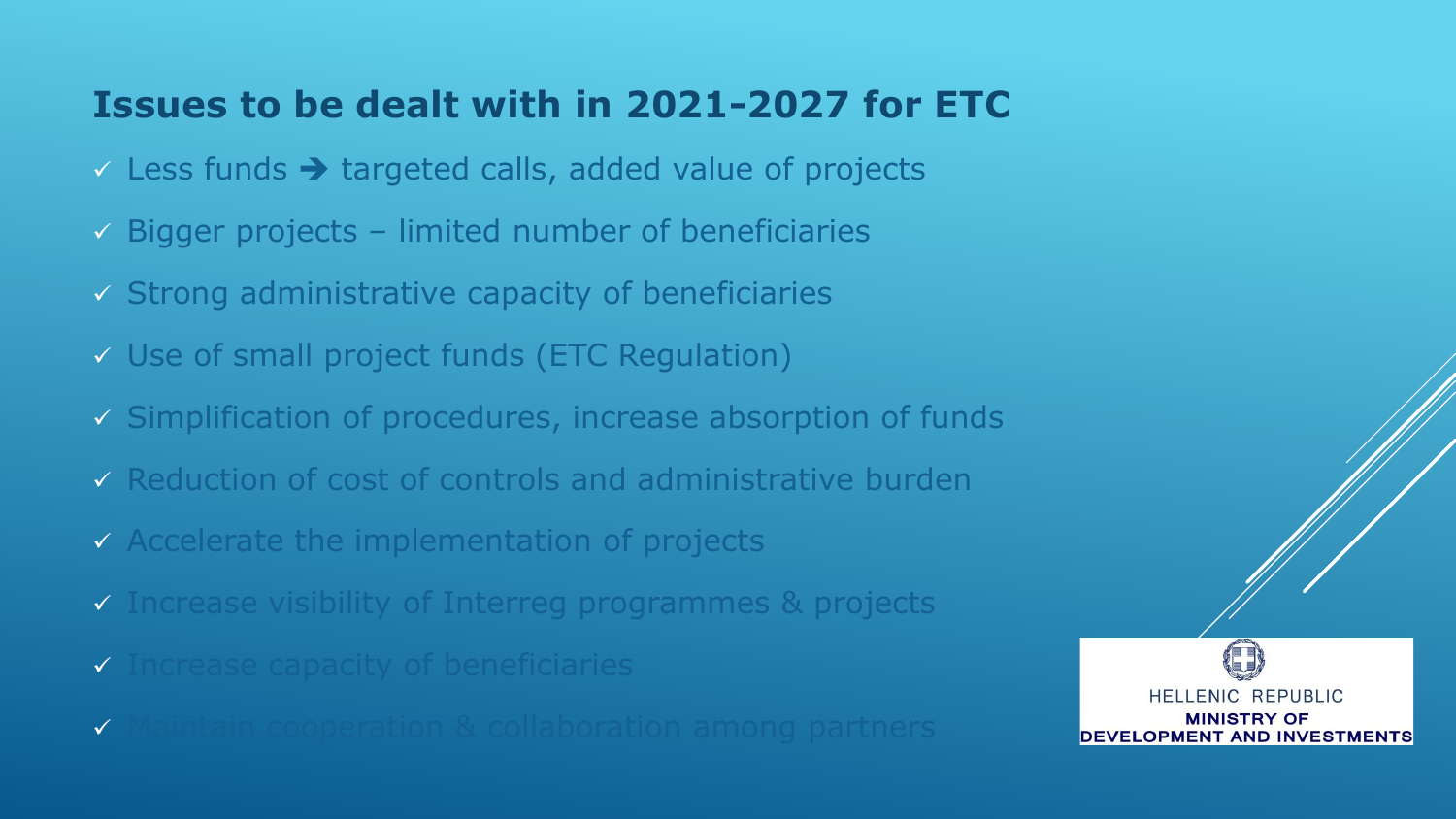## Issues to be dealt with in 2021-2027 for ETC

- ✓ Less funds ➔ targeted calls, added value of projects
- ✓ Bigger projects – limited number of beneficiaries
- ✓ Strong administrative capacity of beneficiaries
- ✓ Use of small project funds (ETC Regulation)
- ✓ Simplification of procedures, increase absorption of funds
- ✓ Reduction of cost of controls and administrative burden
- ✓ Accelerate the implementation of projects
- ✓ Increase visibility of Interreg programmes & projects
- ✓ Increase capacity of beneficiaries
- ✓ Maintain cooperation & collaboration among partners

HELLENIC REPUBLIC
**MINISTRY OF DEVELOPMENT AND INVESTMENTS**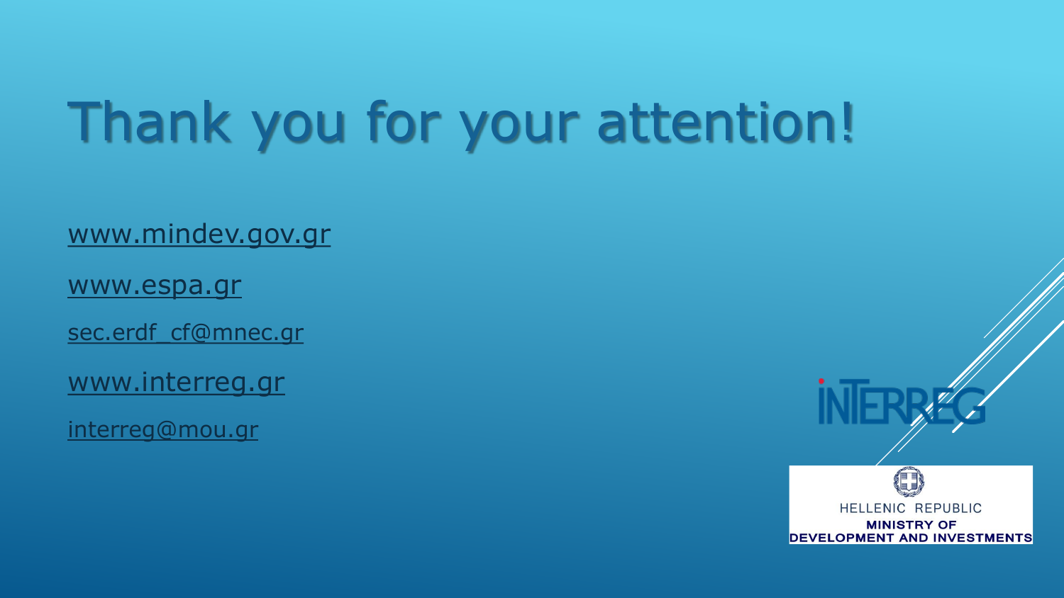# Thank you for your attention!

www.mindev.gov.gr

www.espa.gr

sec.erdf_cf@mnec.gr

www.interreg.gr

interreg@mou.gr

INTERREG

HELLENIC REPUBLIC
MINISTRY OF
DEVELOPMENT AND INVESTMENTS